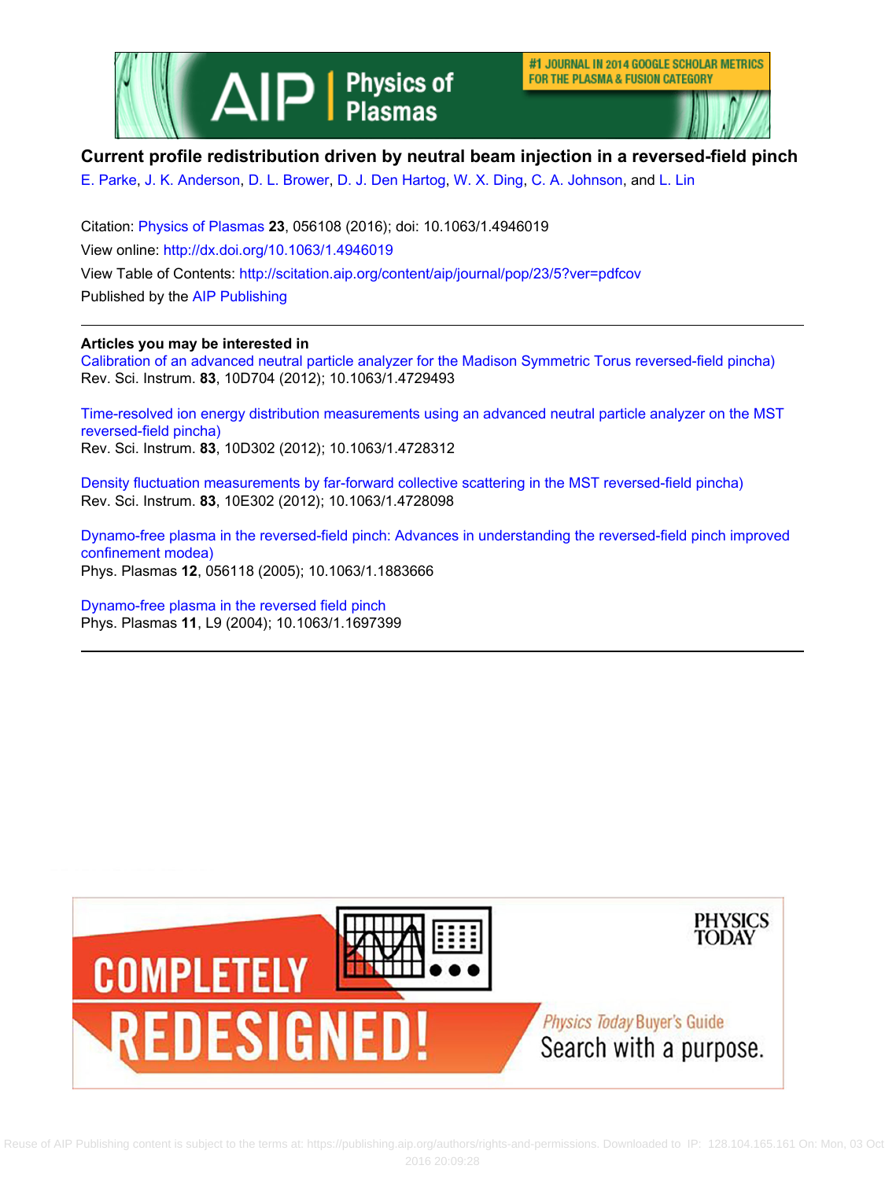# Current profile redistribution driven by neutral beam injection in a reversed-field pinch

E. Parke, J. K. Anderson, D. L. Brower, D. J. Den Hartog, W. X. Ding, C. A. Johnson, and L. Lin

Citation: Physics of Plasmas **23**, 056108 (2016); doi: 10.1063/1.4946019

View online: http://dx.doi.org/10.1063/1.4946019

View Table of Contents: http://scitation.aip.org/content/aip/journal/pop/23/5?ver=pdfcov

Published by the AIP Publishing

---

**Articles you may be interested in**

Calibration of an advanced neutral particle analyzer for the Madison Symmetric Torus reversed-field pinch[a]
Rev. Sci. Instrum. **83**, 10D704 (2012); 10.1063/1.4729493

Time-resolved ion energy distribution measurements using an advanced neutral particle analyzer on the MST reversed-field pinch[a]
Rev. Sci. Instrum. **83**, 10D302 (2012); 10.1063/1.4728312

Density fluctuation measurements by far-forward collective scattering in the MST reversed-field pinch[a]
Rev. Sci. Instrum. **83**, 10E302 (2012); 10.1063/1.4728098

Dynamo-free plasma in the reversed-field pinch: Advances in understanding the reversed-field pinch improved confinement mode[a]
Phys. Plasmas **12**, 056118 (2005); 10.1063/1.1883666

Dynamo-free plasma in the reversed field pinch
Phys. Plasmas **11**, L9 (2004); 10.1063/1.1697399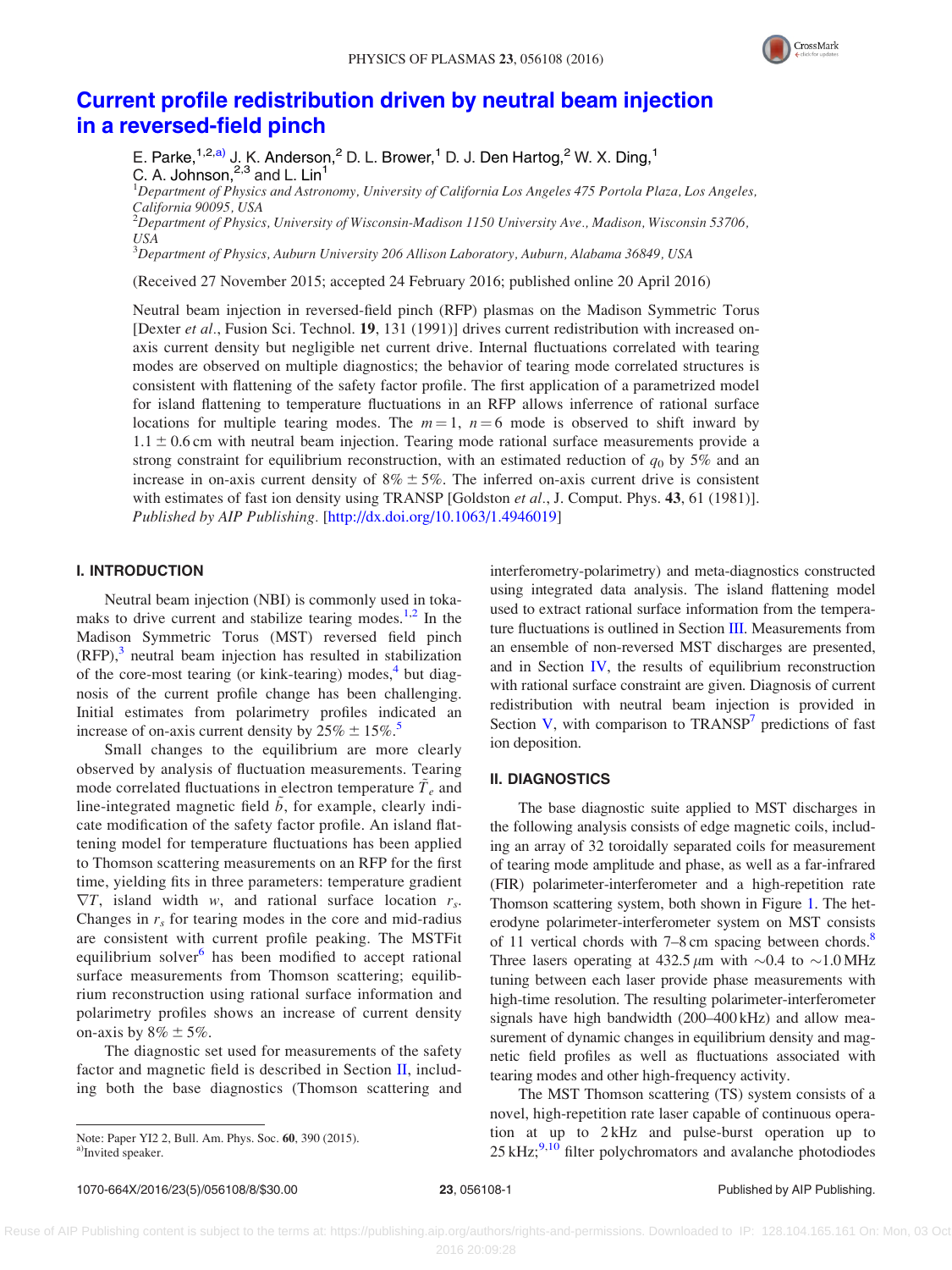# Current profile redistribution driven by neutral beam injection in a reversed-field pinch

E. Parke,[1,2,a)] J. K. Anderson,[2] D. L. Brower,[1] D. J. Den Hartog,[2] W. X. Ding,[1] C. A. Johnson,[2,3] and L. Lin[1]

[1]*Department of Physics and Astronomy, University of California Los Angeles 475 Portola Plaza, Los Angeles, California 90095, USA*
[2]*Department of Physics, University of Wisconsin-Madison 1150 University Ave., Madison, Wisconsin 53706, USA*
[3]*Department of Physics, Auburn University 206 Allison Laboratory, Auburn, Alabama 36849, USA*

(Received 27 November 2015; accepted 24 February 2016; published online 20 April 2016)

Neutral beam injection in reversed-field pinch (RFP) plasmas on the Madison Symmetric Torus [Dexter *et al.*, Fusion Sci. Technol. **19**, 131 (1991)] drives current redistribution with increased on-axis current density but negligible net current drive. Internal fluctuations correlated with tearing modes are observed on multiple diagnostics; the behavior of tearing mode correlated structures is consistent with flattening of the safety factor profile. The first application of a parametrized model for island flattening to temperature fluctuations in an RFP allows inferrence of rational surface locations for multiple tearing modes. The $m=1$, $n=6$ mode is observed to shift inward by $1.1 \pm 0.6$ cm with neutral beam injection. Tearing mode rational surface measurements provide a strong constraint for equilibrium reconstruction, with an estimated reduction of $q_0$ by 5% and an increase in on-axis current density of $8\% \pm 5\%$. The inferred on-axis current drive is consistent with estimates of fast ion density using TRANSP [Goldston *et al.*, J. Comput. Phys. **43**, 61 (1981)]. *Published by AIP Publishing.* [http://dx.doi.org/10.1063/1.4946019]

## I. INTRODUCTION

Neutral beam injection (NBI) is commonly used in tokamaks to drive current and stabilize tearing modes.[1,2] In the Madison Symmetric Torus (MST) reversed field pinch (RFP),[3] neutral beam injection has resulted in stabilization of the core-most tearing (or kink-tearing) modes,[4] but diagnosis of the current profile change has been challenging. Initial estimates from polarimetry profiles indicated an increase of on-axis current density by $25\% \pm 15\%$.[5]

Small changes to the equilibrium are more clearly observed by analysis of fluctuation measurements. Tearing mode correlated fluctuations in electron temperature $\tilde{T}_e$ and line-integrated magnetic field $\tilde{b}$, for example, clearly indicate modification of the safety factor profile. An island flattening model for temperature fluctuations has been applied to Thomson scattering measurements on an RFP for the first time, yielding fits in three parameters: temperature gradient $\nabla T$, island width $w$, and rational surface location $r_s$. Changes in $r_s$ for tearing modes in the core and mid-radius are consistent with current profile peaking. The MSTFit equilibrium solver[6] has been modified to accept rational surface measurements from Thomson scattering; equilibrium reconstruction using rational surface information and polarimetry profiles shows an increase of current density on-axis by $8\% \pm 5\%$.

The diagnostic set used for measurements of the safety factor and magnetic field is described in Section II, including both the base diagnostics (Thomson scattering and interferometry-polarimetry) and meta-diagnostics constructed using integrated data analysis. The island flattening model used to extract rational surface information from the temperature fluctuations is outlined in Section III. Measurements from an ensemble of non-reversed MST discharges are presented, and in Section IV, the results of equilibrium reconstruction with rational surface constraint are given. Diagnosis of current redistribution with neutral beam injection is provided in Section V, with comparison to TRANSP[7] predictions of fast ion deposition.

## II. DIAGNOSTICS

The base diagnostic suite applied to MST discharges in the following analysis consists of edge magnetic coils, including an array of 32 toroidally separated coils for measurement of tearing mode amplitude and phase, as well as a far-infrared (FIR) polarimeter-interferometer and a high-repetition rate Thomson scattering system, both shown in Figure 1. The heterodyne polarimeter-interferometer system on MST consists of 11 vertical chords with 7–8 cm spacing between chords.[8] Three lasers operating at 432.5 $\mu$m with $\sim$0.4 to $\sim$1.0 MHz tuning between each laser provide phase measurements with high-time resolution. The resulting polarimeter-interferometer signals have high bandwidth (200–400 kHz) and allow measurement of dynamic changes in equilibrium density and magnetic field profiles as well as fluctuations associated with tearing modes and other high-frequency activity.

The MST Thomson scattering (TS) system consists of a novel, high-repetition rate laser capable of continuous operation at up to 2 kHz and pulse-burst operation up to 25 kHz;[9,10] filter polychromators and avalanche photodiodes

Note: Paper YI2 2, Bull. Am. Phys. Soc. **60**, 390 (2015).
a)Invited speaker.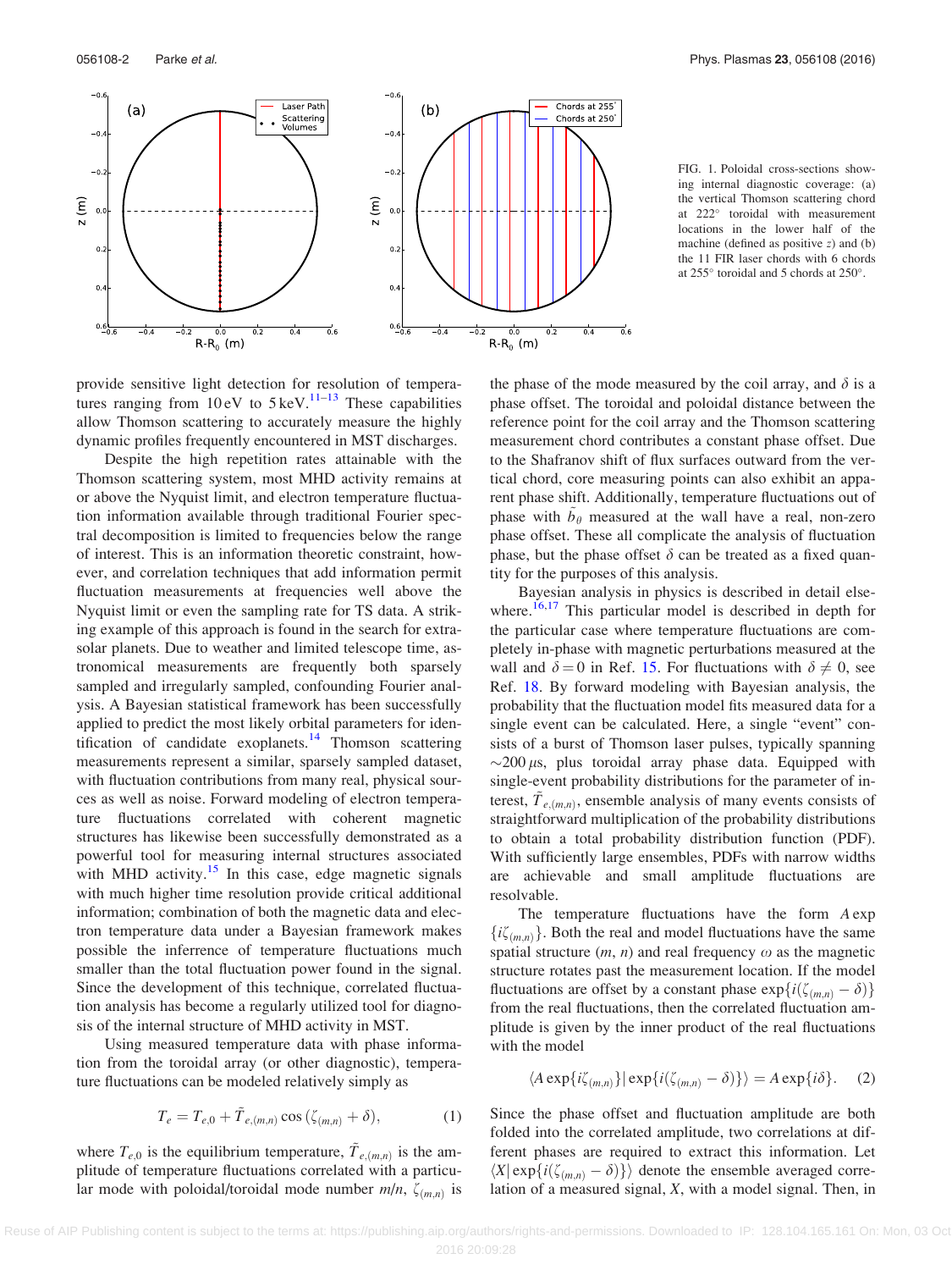FIG. 1. Poloidal cross-sections showing internal diagnostic coverage: (a) the vertical Thomson scattering chord at 222° toroidal with measurement locations in the lower half of the machine (defined as positive $z$) and (b) the 11 FIR laser chords with 6 chords at 255° toroidal and 5 chords at 250°.

provide sensitive light detection for resolution of temperatures ranging from 10 eV to 5 keV.[11–13] These capabilities allow Thomson scattering to accurately measure the highly dynamic profiles frequently encountered in MST discharges.

Despite the high repetition rates attainable with the Thomson scattering system, most MHD activity remains at or above the Nyquist limit, and electron temperature fluctuation information available through traditional Fourier spectral decomposition is limited to frequencies below the range of interest. This is an information theoretic constraint, however, and correlation techniques that add information permit fluctuation measurements at frequencies well above the Nyquist limit or even the sampling rate for TS data. A striking example of this approach is found in the search for extrasolar planets. Due to weather and limited telescope time, astronomical measurements are frequently both sparsely sampled and irregularly sampled, confounding Fourier analysis. A Bayesian statistical framework has been successfully applied to predict the most likely orbital parameters for identification of candidate exoplanets.[14] Thomson scattering measurements represent a similar, sparsely sampled dataset, with fluctuation contributions from many real, physical sources as well as noise. Forward modeling of electron temperature fluctuations correlated with coherent magnetic structures has likewise been successfully demonstrated as a powerful tool for measuring internal structures associated with MHD activity.[15] In this case, edge magnetic signals with much higher time resolution provide critical additional information; combination of both the magnetic data and electron temperature data under a Bayesian framework makes possible the inferrence of temperature fluctuations much smaller than the total fluctuation power found in the signal. Since the development of this technique, correlated fluctuation analysis has become a regularly utilized tool for diagnosis of the internal structure of MHD activity in MST.

Using measured temperature data with phase information from the toroidal array (or other diagnostic), temperature fluctuations can be modeled relatively simply as

$$T_e = T_{e,0} + \tilde{T}_{e,(m,n)} \cos\left(\zeta_{(m,n)} + \delta\right), \tag{1}$$

where $T_{e,0}$ is the equilibrium temperature, $\tilde{T}_{e,(m,n)}$ is the amplitude of temperature fluctuations correlated with a particular mode with poloidal/toroidal mode number $m/n$, $\zeta_{(m,n)}$ is the phase of the mode measured by the coil array, and $\delta$ is a phase offset. The toroidal and poloidal distance between the reference point for the coil array and the Thomson scattering measurement chord contributes a constant phase offset. Due to the Shafranov shift of flux surfaces outward from the vertical chord, core measuring points can also exhibit an apparent phase shift. Additionally, temperature fluctuations out of phase with $\tilde{b}_\theta$ measured at the wall have a real, non-zero phase offset. These all complicate the analysis of fluctuation phase, but the phase offset $\delta$ can be treated as a fixed quantity for the purposes of this analysis.

Bayesian analysis in physics is described in detail elsewhere.[16,17] This particular model is described in depth for the particular case where temperature fluctuations are completely in-phase with magnetic perturbations measured at the wall and $\delta = 0$ in Ref. 15. For fluctuations with $\delta \neq 0$, see Ref. 18. By forward modeling with Bayesian analysis, the probability that the fluctuation model fits measured data for a single event can be calculated. Here, a single "event" consists of a burst of Thomson laser pulses, typically spanning $\sim$200 $\mu$s, plus toroidal array phase data. Equipped with single-event probability distributions for the parameter of interest, $\tilde{T}_{e,(m,n)}$, ensemble analysis of many events consists of straightforward multiplication of the probability distributions to obtain a total probability distribution function (PDF). With sufficiently large ensembles, PDFs with narrow widths are achievable and small amplitude fluctuations are resolvable.

The temperature fluctuations have the form $A \exp\{i\zeta_{(m,n)}\}$. Both the real and model fluctuations have the same spatial structure $(m, n)$ and real frequency $\omega$ as the magnetic structure rotates past the measurement location. If the model fluctuations are offset by a constant phase $\exp\{i(\zeta_{(m,n)} - \delta)\}$ from the real fluctuations, then the correlated fluctuation amplitude is given by the inner product of the real fluctuations with the model

$$\langle A \exp\{i\zeta_{(m,n)}\} | \exp\{i(\zeta_{(m,n)} - \delta)\}\rangle = A \exp\{i\delta\}. \tag{2}$$

Since the phase offset and fluctuation amplitude are both folded into the correlated amplitude, two correlations at different phases are required to extract this information. Let $\langle X | \exp\{i(\zeta_{(m,n)} - \delta)\}\rangle$ denote the ensemble averaged correlation of a measured signal, $X$, with a model signal. Then, in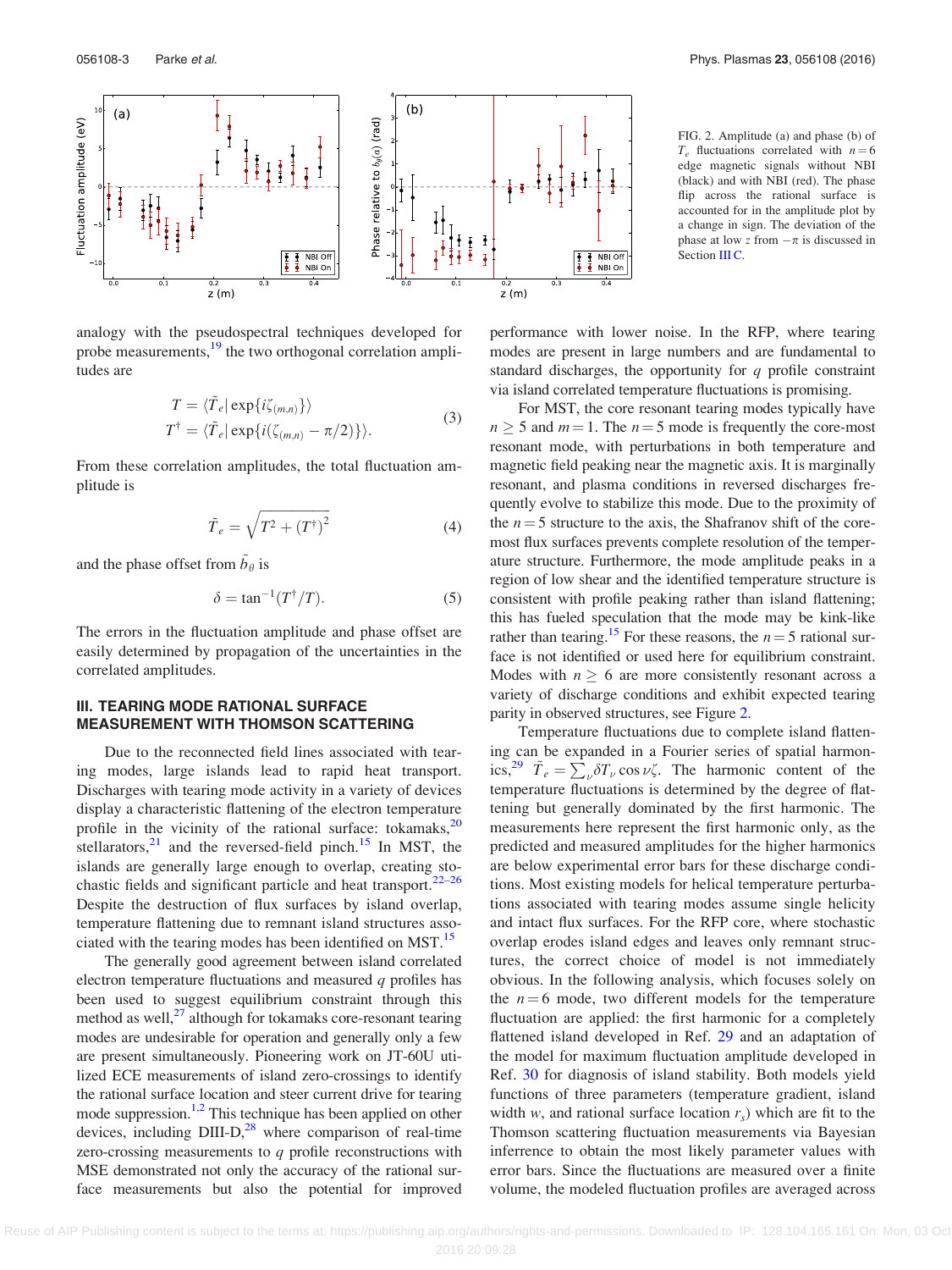FIG. 2. Amplitude (a) and phase (b) of $T_e$ fluctuations correlated with $n=6$ edge magnetic signals without NBI (black) and with NBI (red). The phase flip across the rational surface is accounted for in the amplitude plot by a change in sign. The deviation of the phase at low $z$ from $-\pi$ is discussed in Section III C.

analogy with the pseudospectral techniques developed for probe measurements,[19] the two orthogonal correlation amplitudes are

$$
\begin{aligned}
T &= \langle \tilde{T}_e | \exp\{i\zeta_{(m,n)}\}\rangle \\
T^{\dagger} &= \langle \tilde{T}_e | \exp\{i(\zeta_{(m,n)} - \pi/2)\}\rangle.
\end{aligned} \tag{3}
$$

From these correlation amplitudes, the total fluctuation amplitude is

$$
\tilde{T}_e = \sqrt{T^2 + (T^{\dagger})^2} \tag{4}
$$

and the phase offset from $\tilde{b}_\theta$ is

$$
\delta = \tan^{-1}(T^{\dagger}/T). \tag{5}
$$

The errors in the fluctuation amplitude and phase offset are easily determined by propagation of the uncertainties in the correlated amplitudes.

## III. TEARING MODE RATIONAL SURFACE MEASUREMENT WITH THOMSON SCATTERING

Due to the reconnected field lines associated with tearing modes, large islands lead to rapid heat transport. Discharges with tearing mode activity in a variety of devices display a characteristic flattening of the electron temperature profile in the vicinity of the rational surface: tokamaks,[20] stellarators,[21] and the reversed-field pinch.[15] In MST, the islands are generally large enough to overlap, creating stochastic fields and significant particle and heat transport.[22–26] Despite the destruction of flux surfaces by island overlap, temperature flattening due to remnant island structures associated with the tearing modes has been identified on MST.[15]

The generally good agreement between island correlated electron temperature fluctuations and measured $q$ profiles has been used to suggest equilibrium constraint through this method as well,[27] although for tokamaks core-resonant tearing modes are undesirable for operation and generally only a few are present simultaneously. Pioneering work on JT-60U utilized ECE measurements of island zero-crossings to identify the rational surface location and steer current drive for tearing mode suppression.[1,2] This technique has been applied on other devices, including DIII-D,[28] where comparison of real-time zero-crossing measurements to $q$ profile reconstructions with MSE demonstrated not only the accuracy of the rational surface measurements but also the potential for improved performance with lower noise. In the RFP, where tearing modes are present in large numbers and are fundamental to standard discharges, the opportunity for $q$ profile constraint via island correlated temperature fluctuations is promising.

For MST, the core resonant tearing modes typically have $n \geq 5$ and $m = 1$. The $n = 5$ mode is frequently the core-most resonant mode, with perturbations in both temperature and magnetic field peaking near the magnetic axis. It is marginally resonant, and plasma conditions in reversed discharges frequently evolve to stabilize this mode. Due to the proximity of the $n = 5$ structure to the axis, the Shafranov shift of the core-most flux surfaces prevents complete resolution of the temperature structure. Furthermore, the mode amplitude peaks in a region of low shear and the identified temperature structure is consistent with profile peaking rather than island flattening; this has fueled speculation that the mode may be kink-like rather than tearing.[15] For these reasons, the $n = 5$ rational surface is not identified or used here for equilibrium constraint. Modes with $n \geq 6$ are more consistently resonant across a variety of discharge conditions and exhibit expected tearing parity in observed structures, see Figure 2.

Temperature fluctuations due to complete island flattening can be expanded in a Fourier series of spatial harmonics,[29] $\tilde{T}_e = \sum_\nu \delta T_\nu \cos \nu\zeta$. The harmonic content of the temperature fluctuations is determined by the degree of flattening but generally dominated by the first harmonic. The measurements here represent the first harmonic only, as the predicted and measured amplitudes for the higher harmonics are below experimental error bars for these discharge conditions. Most existing models for helical temperature perturbations associated with tearing modes assume single helicity and intact flux surfaces. For the RFP core, where stochastic overlap erodes island edges and leaves only remnant structures, the correct choice of model is not immediately obvious. In the following analysis, which focuses solely on the $n = 6$ mode, two different models for the temperature fluctuation are applied: the first harmonic for a completely flattened island developed in Ref. 29 and an adaptation of the model for maximum fluctuation amplitude developed in Ref. 30 for diagnosis of island stability. Both models yield functions of three parameters (temperature gradient, island width $w$, and rational surface location $r_s$) which are fit to the Thomson scattering fluctuation measurements via Bayesian inference to obtain the most likely parameter values with error bars. Since the fluctuations are measured over a finite volume, the modeled fluctuation profiles are averaged across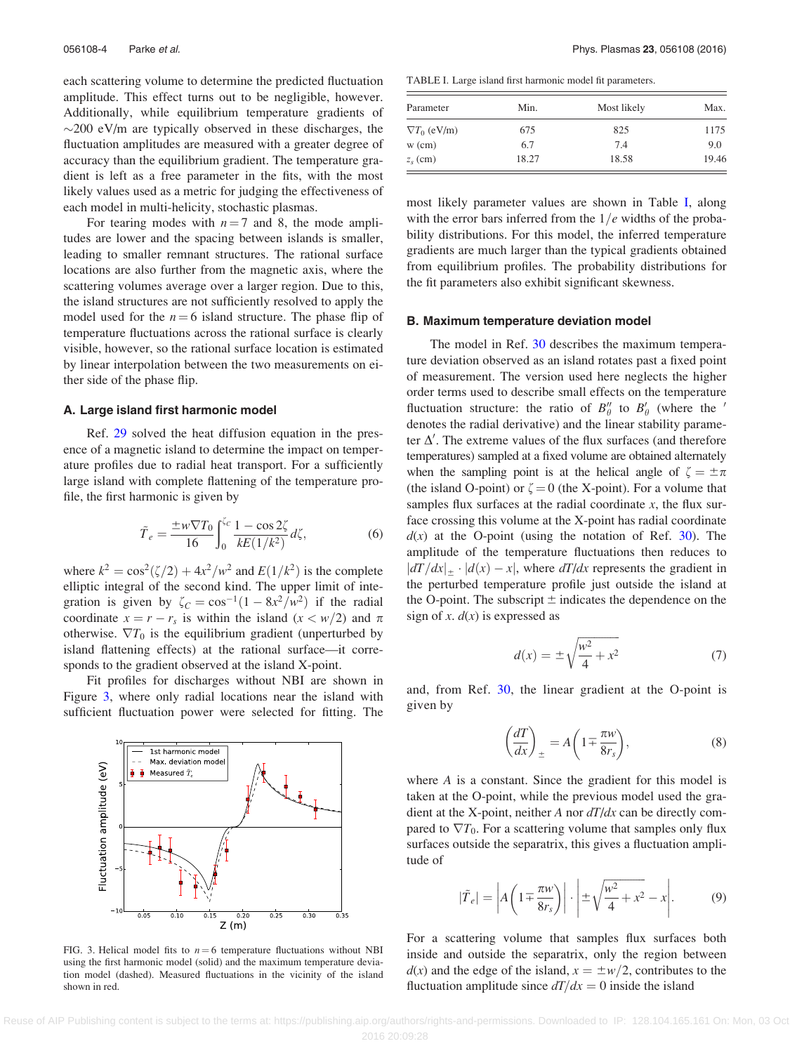each scattering volume to determine the predicted fluctuation amplitude. This effect turns out to be negligible, however. Additionally, while equilibrium temperature gradients of ~200 eV/m are typically observed in these discharges, the fluctuation amplitudes are measured with a greater degree of accuracy than the equilibrium gradient. The temperature gradient is left as a free parameter in the fits, with the most likely values used as a metric for judging the effectiveness of each model in multi-helicity, stochastic plasmas.

For tearing modes with $n=7$ and 8, the mode amplitudes are lower and the spacing between islands is smaller, leading to smaller remnant structures. The rational surface locations are also further from the magnetic axis, where the scattering volumes average over a larger region. Due to this, the island structures are not sufficiently resolved to apply the model used for the $n=6$ island structure. The phase flip of temperature fluctuations across the rational surface is clearly visible, however, so the rational surface location is estimated by linear interpolation between the two measurements on either side of the phase flip.

### A. Large island first harmonic model

Ref. 29 solved the heat diffusion equation in the presence of a magnetic island to determine the impact on temperature profiles due to radial heat transport. For a sufficiently large island with complete flattening of the temperature profile, the first harmonic is given by

$$\tilde{T}_e = \frac{\pm w \nabla T_0}{16} \int_0^{\zeta_C} \frac{1-\cos 2\zeta}{kE(1/k^2)} d\zeta, \tag{6}$$

where $k^2 = \cos^2(\zeta/2) + 4x^2/w^2$ and $E(1/k^2)$ is the complete elliptic integral of the second kind. The upper limit of integration is given by $\zeta_C = \cos^{-1}(1 - 8x^2/w^2)$ if the radial coordinate $x = r - r_s$ is within the island ($x < w/2$) and $\pi$ otherwise. $\nabla T_0$ is the equilibrium gradient (unperturbed by island flattening effects) at the rational surface—it corresponds to the gradient observed at the island X-point.

Fit profiles for discharges without NBI are shown in Figure 3, where only radial locations near the island with sufficient fluctuation power were selected for fitting. The most likely parameter values are shown in Table I, along with the error bars inferred from the $1/e$ widths of the probability distributions. For this model, the inferred temperature gradients are much larger than the typical gradients obtained from equilibrium profiles. The probability distributions for the fit parameters also exhibit significant skewness.

FIG. 3. Helical model fits to $n=6$ temperature fluctuations without NBI using the first harmonic model (solid) and the maximum temperature deviation model (dashed). Measured fluctuations in the vicinity of the island shown in red.

TABLE I. Large island first harmonic model fit parameters.

| Parameter | Min. | Most likely | Max. |
|---|---|---|---|
| $\nabla T_0$ (eV/m) | 675 | 825 | 1175 |
| w (cm) | 6.7 | 7.4 | 9.0 |
| $z_s$ (cm) | 18.27 | 18.58 | 19.46 |

### B. Maximum temperature deviation model

The model in Ref. 30 describes the maximum temperature deviation observed as an island rotates past a fixed point of measurement. The version used here neglects the higher order terms used to describe small effects on the temperature fluctuation structure: the ratio of $B_\theta''$ to $B_\theta'$ (where the $'$ denotes the radial derivative) and the linear stability parameter $\Delta'$. The extreme values of the flux surfaces (and therefore temperatures) sampled at a fixed volume are obtained alternately when the sampling point is at the helical angle of $\zeta = \pm\pi$ (the island O-point) or $\zeta = 0$ (the X-point). For a volume that samples flux surfaces at the radial coordinate $x$, the flux surface crossing this volume at the X-point has radial coordinate $d(x)$ at the O-point (using the notation of Ref. 30). The amplitude of the temperature fluctuations then reduces to $|dT/dx|_\pm \cdot |d(x) - x|$, where $dT/dx$ represents the gradient in the perturbed temperature profile just outside the island at the O-point. The subscript $\pm$ indicates the dependence on the sign of $x$. $d(x)$ is expressed as

$$d(x) = \pm\sqrt{\frac{w^2}{4} + x^2} \tag{7}$$

and, from Ref. 30, the linear gradient at the O-point is given by

$$\left(\frac{dT}{dx}\right)_\pm = A\left(1 \mp \frac{\pi w}{8 r_s}\right), \tag{8}$$

where $A$ is a constant. Since the gradient for this model is taken at the O-point, while the previous model used the gradient at the X-point, neither $A$ nor $dT/dx$ can be directly compared to $\nabla T_0$. For a scattering volume that samples only flux surfaces outside the separatrix, this gives a fluctuation amplitude of

$$|\tilde{T}_e| = \left|A\left(1 \mp \frac{\pi w}{8 r_s}\right)\right| \cdot \left|\pm\sqrt{\frac{w^2}{4} + x^2} - x\right|. \tag{9}$$

For a scattering volume that samples flux surfaces both inside and outside the separatrix, only the region between $d(x)$ and the edge of the island, $x = \pm w/2$, contributes to the fluctuation amplitude since $dT/dx = 0$ inside the island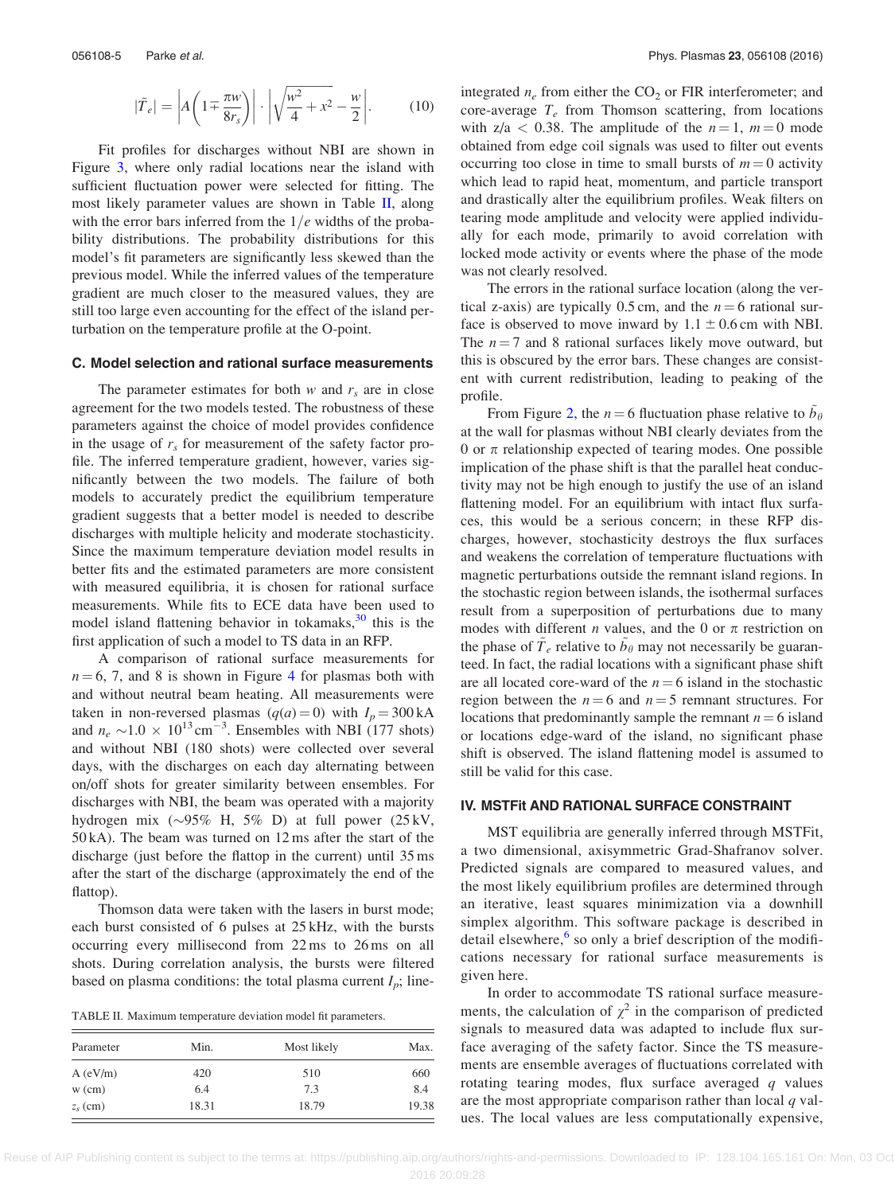$$|\tilde{T}_e| = \left| A\left(1 \mp \frac{\pi w}{8 r_s}\right) \right| \cdot \left| \sqrt{\frac{w^2}{4} + x^2} - \frac{w}{2} \right|. \tag{10}$$

Fit profiles for discharges without NBI are shown in Figure 3, where only radial locations near the island with sufficient fluctuation power were selected for fitting. The most likely parameter values are shown in Table II, along with the error bars inferred from the $1/e$ widths of the probability distributions. The probability distributions for this model's fit parameters are significantly less skewed than the previous model. While the inferred values of the temperature gradient are much closer to the measured values, they are still too large even accounting for the effect of the island perturbation on the temperature profile at the O-point.

### C. Model selection and rational surface measurements

The parameter estimates for both $w$ and $r_s$ are in close agreement for the two models tested. The robustness of these parameters against the choice of model provides confidence in the usage of $r_s$ for measurement of the safety factor profile. The inferred temperature gradient, however, varies significantly between the two models. The failure of both models to accurately predict the equilibrium temperature gradient suggests that a better model is needed to describe discharges with multiple helicity and moderate stochasticity. Since the maximum temperature deviation model results in better fits and the estimated parameters are more consistent with measured equilibria, it is chosen for rational surface measurements. While fits to ECE data have been used to model island flattening behavior in tokamaks,[30] this is the first application of such a model to TS data in an RFP.

A comparison of rational surface measurements for $n = 6$, 7, and 8 is shown in Figure 4 for plasmas both with and without neutral beam heating. All measurements were taken in non-reversed plasmas ($q(a) = 0$) with $I_p = 300\,\text{kA}$ and $n_e \sim 1.0 \times 10^{13}\,\text{cm}^{-3}$. Ensembles with NBI (177 shots) and without NBI (180 shots) were collected over several days, with the discharges on each day alternating between on/off shots for greater similarity between ensembles. For discharges with NBI, the beam was operated with a majority hydrogen mix (~95% H, 5% D) at full power (25 kV, 50 kA). The beam was turned on 12 ms after the start of the discharge (just before the flattop in the current) until 35 ms after the start of the discharge (approximately the end of the flattop).

Thomson data were taken with the lasers in burst mode; each burst consisted of 6 pulses at 25 kHz, with the bursts occurring every millisecond from 22 ms to 26 ms on all shots. During correlation analysis, the bursts were filtered based on plasma conditions: the total plasma current $I_p$; line-integrated $n_e$ from either the $CO_2$ or FIR interferometer; and core-average $T_e$ from Thomson scattering, from locations with $z/a < 0.38$. The amplitude of the $n = 1$, $m = 0$ mode obtained from edge coil signals was used to filter out events occurring too close in time to small bursts of $m = 0$ activity which lead to rapid heat, momentum, and particle transport and drastically alter the equilibrium profiles. Weak filters on tearing mode amplitude and velocity were applied individually for each mode, primarily to avoid correlation with locked mode activity or events where the phase of the mode was not clearly resolved.

The errors in the rational surface location (along the vertical z-axis) are typically 0.5 cm, and the $n = 6$ rational surface is observed to move inward by $1.1 \pm 0.6$ cm with NBI. The $n = 7$ and 8 rational surfaces likely move outward, but this is obscured by the error bars. These changes are consistent with current redistribution, leading to peaking of the profile.

From Figure 2, the $n = 6$ fluctuation phase relative to $\tilde{b}_\theta$ at the wall for plasmas without NBI clearly deviates from the 0 or $\pi$ relationship expected of tearing modes. One possible implication of the phase shift is that the parallel heat conductivity may not be high enough to justify the use of an island flattening model. For an equilibrium with intact flux surfaces, this would be a serious concern; in these RFP discharges, however, stochasticity destroys the flux surfaces and weakens the correlation of temperature fluctuations with magnetic perturbations outside the remnant island regions. In the stochastic region between islands, the isothermal surfaces result from a superposition of perturbations due to many modes with different $n$ values, and the 0 or $\pi$ restriction on the phase of $\tilde{T}_e$ relative to $\tilde{b}_\theta$ may not necessarily be guaranteed. In fact, the radial locations with a significant phase shift are all located core-ward of the $n = 6$ island in the stochastic region between the $n = 6$ and $n = 5$ remnant structures. For locations that predominantly sample the remnant $n = 6$ island or locations edge-ward of the island, no significant phase shift is observed. The island flattening model is assumed to still be valid for this case.

TABLE II. Maximum temperature deviation model fit parameters.

| Parameter | Min. | Most likely | Max. |
|---|---|---|---|
| A (eV/m) | 420 | 510 | 660 |
| w (cm) | 6.4 | 7.3 | 8.4 |
| $z_s$ (cm) | 18.31 | 18.79 | 19.38 |

## IV. MSTFit AND RATIONAL SURFACE CONSTRAINT

MST equilibria are generally inferred through MSTFit, a two dimensional, axisymmetric Grad-Shafranov solver. Predicted signals are compared to measured values, and the most likely equilibrium profiles are determined through an iterative, least squares minimization via a downhill simplex algorithm. This software package is described in detail elsewhere,[6] so only a brief description of the modifications necessary for rational surface measurements is given here.

In order to accommodate TS rational surface measurements, the calculation of $\chi^2$ in the comparison of predicted signals to measured data was adapted to include flux surface averaging of the safety factor. Since the TS measurements are ensemble averages of fluctuations correlated with rotating tearing modes, flux surface averaged $q$ values are the most appropriate comparison rather than local $q$ values. The local values are less computationally expensive,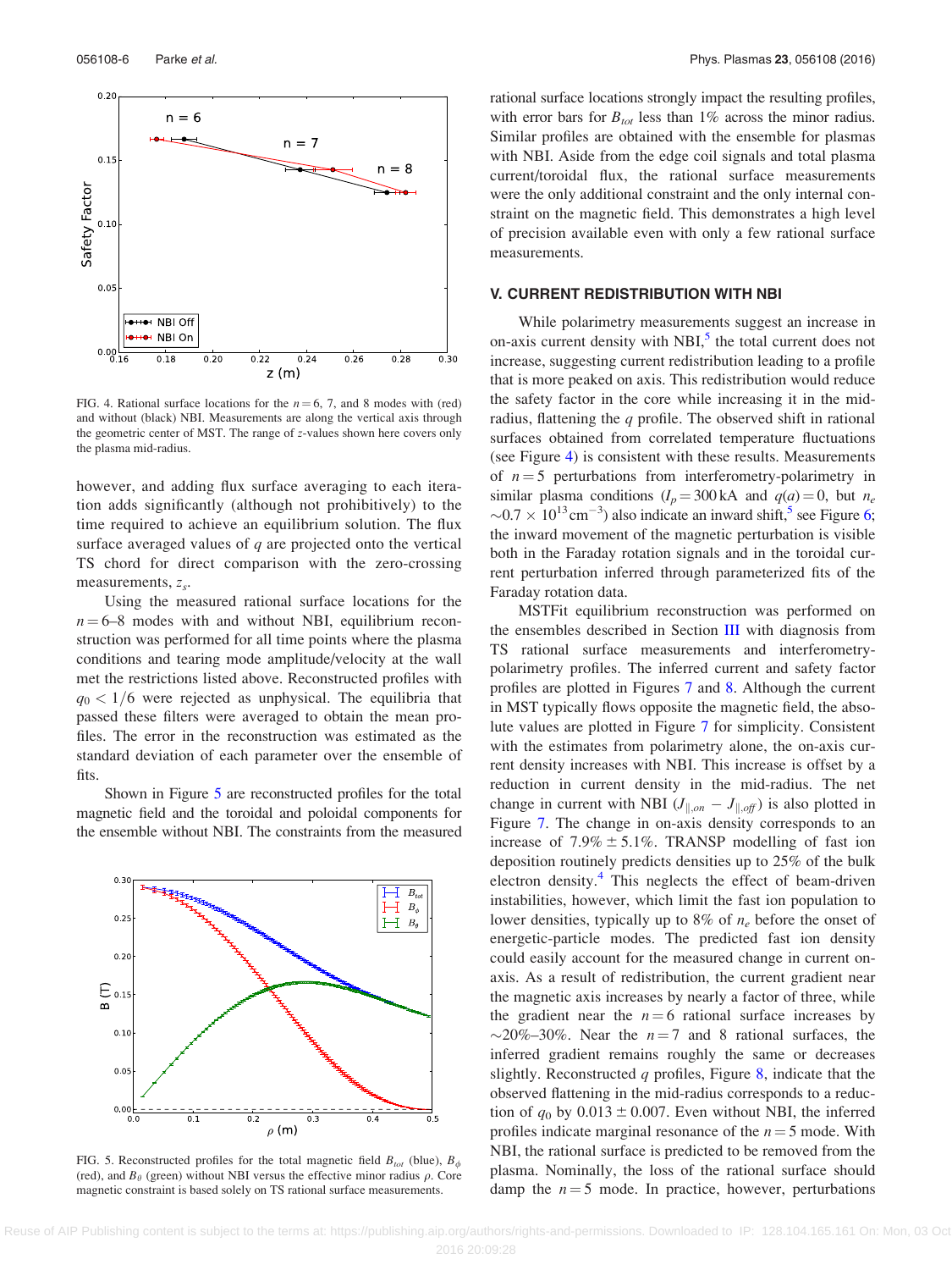FIG. 4. Rational surface locations for the $n = 6$, 7, and 8 modes with (red) and without (black) NBI. Measurements are along the vertical axis through the geometric center of MST. The range of $z$-values shown here covers only the plasma mid-radius.

however, and adding flux surface averaging to each iteration adds significantly (although not prohibitively) to the time required to achieve an equilibrium solution. The flux surface averaged values of $q$ are projected onto the vertical TS chord for direct comparison with the zero-crossing measurements, $z_s$.

Using the measured rational surface locations for the $n = 6$–8 modes with and without NBI, equilibrium reconstruction was performed for all time points where the plasma conditions and tearing mode amplitude/velocity at the wall met the restrictions listed above. Reconstructed profiles with $q_0 < 1/6$ were rejected as unphysical. The equilibria that passed these filters were averaged to obtain the mean profiles. The error in the reconstruction was estimated as the standard deviation of each parameter over the ensemble of fits.

Shown in Figure 5 are reconstructed profiles for the total magnetic field and the toroidal and poloidal components for the ensemble without NBI. The constraints from the measured rational surface locations strongly impact the resulting profiles, with error bars for $B_{tot}$ less than 1% across the minor radius. Similar profiles are obtained with the ensemble for plasmas with NBI. Aside from the edge coil signals and total plasma current/toroidal flux, the rational surface measurements were the only additional constraint and the only internal constraint on the magnetic field. This demonstrates a high level of precision available even with only a few rational surface measurements.

FIG. 5. Reconstructed profiles for the total magnetic field $B_{tot}$ (blue), $B_\phi$ (red), and $B_\theta$ (green) without NBI versus the effective minor radius $\rho$. Core magnetic constraint is based solely on TS rational surface measurements.

## V. CURRENT REDISTRIBUTION WITH NBI

While polarimetry measurements suggest an increase in on-axis current density with NBI,[5] the total current does not increase, suggesting current redistribution leading to a profile that is more peaked on axis. This redistribution would reduce the safety factor in the core while increasing it in the mid-radius, flattening the $q$ profile. The observed shift in rational surfaces obtained from correlated temperature fluctuations (see Figure 4) is consistent with these results. Measurements of $n = 5$ perturbations from interferometry-polarimetry in similar plasma conditions ($I_p = 300$ kA and $q(a) = 0$, but $n_e \sim 0.7 \times 10^{13}\,\mathrm{cm}^{-3}$) also indicate an inward shift,[5] see Figure 6; the inward movement of the magnetic perturbation is visible both in the Faraday rotation signals and in the toroidal current perturbation inferred through parameterized fits of the Faraday rotation data.

MSTFit equilibrium reconstruction was performed on the ensembles described in Section III with diagnosis from TS rational surface measurements and interferometry-polarimetry profiles. The inferred current and safety factor profiles are plotted in Figures 7 and 8. Although the current in MST typically flows opposite the magnetic field, the absolute values are plotted in Figure 7 for simplicity. Consistent with the estimates from polarimetry alone, the on-axis current density increases with NBI. This increase is offset by a reduction in current density in the mid-radius. The net change in current with NBI ($J_{\|,on} - J_{\|,off}$) is also plotted in Figure 7. The change in on-axis density corresponds to an increase of $7.9\% \pm 5.1\%$. TRANSP modelling of fast ion deposition routinely predicts densities up to 25% of the bulk electron density.[4] This neglects the effect of beam-driven instabilities, however, which limit the fast ion population to lower densities, typically up to 8% of $n_e$ before the onset of energetic-particle modes. The predicted fast ion density could easily account for the measured change in current on-axis. As a result of redistribution, the current gradient near the magnetic axis increases by nearly a factor of three, while the gradient near the $n = 6$ rational surface increases by $\sim$20%–30%. Near the $n = 7$ and 8 rational surfaces, the inferred gradient remains roughly the same or decreases slightly. Reconstructed $q$ profiles, Figure 8, indicate that the observed flattening in the mid-radius corresponds to a reduction of $q_0$ by $0.013 \pm 0.007$. Even without NBI, the inferred profiles indicate marginal resonance of the $n = 5$ mode. With NBI, the rational surface is predicted to be removed from the plasma. Nominally, the loss of the rational surface should damp the $n = 5$ mode. In practice, however, perturbations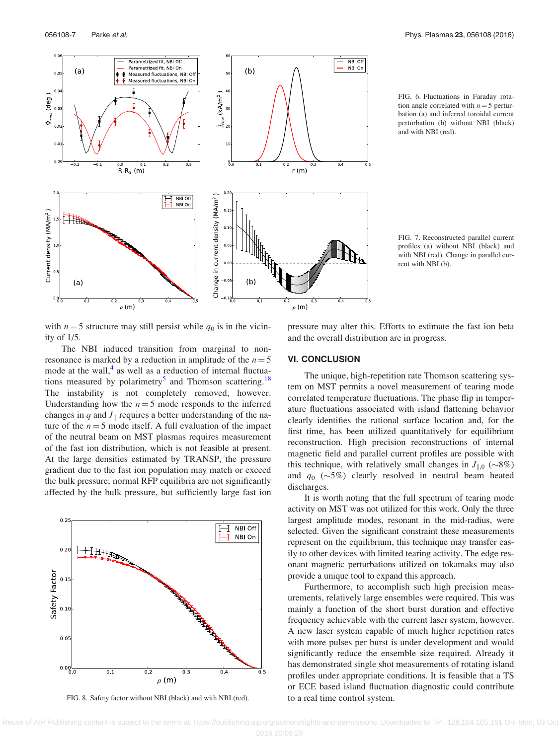(a)

Parametrized fit, NBI Off
Parametrized fit, NBI On
Measured fluctuations, NBI Off
Measured fluctuations, NBI On

$\tilde{\Psi}_{rms}$ (deg.)

R-R$_0$ (m)

(b)

NBI Off
NBI On

$\tilde{J}_{rms}$ (kA/m$^2$)

r (m)

FIG. 6. Fluctuations in Faraday rotation angle correlated with $n = 5$ perturbation (a) and inferred toroidal current perturbation (b) without NBI (black) and with NBI (red).

(a)

NBI Off
NBI On

Current density (MA/m$^2$)

$\rho$ (m)

(b)

Change in current density (MA/m$^2$)

$\rho$ (m)

FIG. 7. Reconstructed parallel current profiles (a) without NBI (black) and with NBI (red). Change in parallel current with NBI (b).

with $n = 5$ structure may still persist while $q_0$ is in the vicinity of 1/5.

The NBI induced transition from marginal to non-resonance is marked by a reduction in amplitude of the $n = 5$ mode at the wall,[4] as well as a reduction of internal fluctuations measured by polarimetry[5] and Thomson scattering.[18] The instability is not completely removed, however. Understanding how the $n = 5$ mode responds to the inferred changes in $q$ and $J_{\parallel}$ requires a better understanding of the nature of the $n = 5$ mode itself. A full evaluation of the impact of the neutral beam on MST plasmas requires measurement of the fast ion distribution, which is not feasible at present. At the large densities estimated by TRANSP, the pressure gradient due to the fast ion population may match or exceed the bulk pressure; normal RFP equilibria are not significantly affected by the bulk pressure, but sufficiently large fast ion pressure may alter this. Efforts to estimate the fast ion beta and the overall distribution are in progress.

NBI Off
NBI On

Safety Factor

$\rho$ (m)

FIG. 8. Safety factor without NBI (black) and with NBI (red).

## VI. CONCLUSION

The unique, high-repetition rate Thomson scattering system on MST permits a novel measurement of tearing mode correlated temperature fluctuations. The phase flip in temperature fluctuations associated with island flattening behavior clearly identifies the rational surface location and, for the first time, has been utilized quantitatively for equilibrium reconstruction. High precision reconstructions of internal magnetic field and parallel current profiles are possible with this technique, with relatively small changes in $J_{\parallel,0}$ ($\sim$8%) and $q_0$ ($\sim$5%) clearly resolved in neutral beam heated discharges.

It is worth noting that the full spectrum of tearing mode activity on MST was not utilized for this work. Only the three largest amplitude modes, resonant in the mid-radius, were selected. Given the significant constraint these measurements represent on the equilibrium, this technique may transfer easily to other devices with limited tearing activity. The edge resonant magnetic perturbations utilized on tokamaks may also provide a unique tool to expand this approach.

Furthermore, to accomplish such high precision measurements, relatively large ensembles were required. This was mainly a function of the short burst duration and effective frequency achievable with the current laser system, however. A new laser system capable of much higher repetition rates with more pulses per burst is under development and would significantly reduce the ensemble size required. Already it has demonstrated single shot measurements of rotating island profiles under appropriate conditions. It is feasible that a TS or ECE based island fluctuation diagnostic could contribute to a real time control system.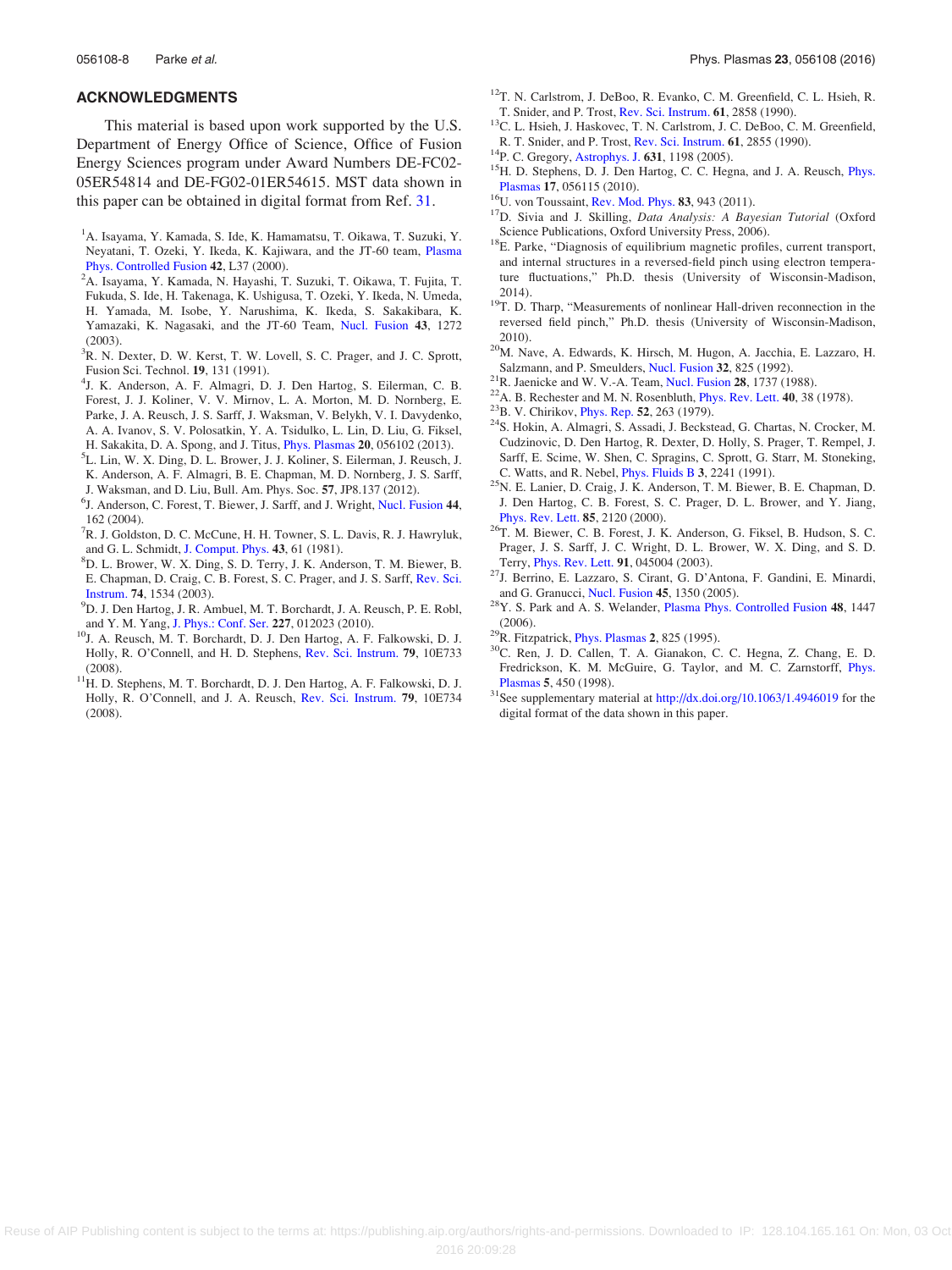## ACKNOWLEDGMENTS

This material is based upon work supported by the U.S. Department of Energy Office of Science, Office of Fusion Energy Sciences program under Award Numbers DE-FC02-05ER54814 and DE-FG02-01ER54615. MST data shown in this paper can be obtained in digital format from Ref. 31.

[1] A. Isayama, Y. Kamada, S. Ide, K. Hamamatsu, T. Oikawa, T. Suzuki, Y. Neyatani, T. Ozeki, Y. Ikeda, K. Kajiwara, and the JT-60 team, Plasma Phys. Controlled Fusion **42**, L37 (2000).

[2] A. Isayama, Y. Kamada, N. Hayashi, T. Suzuki, T. Oikawa, T. Fujita, T. Fukuda, S. Ide, H. Takenaga, K. Ushigusa, T. Ozeki, Y. Ikeda, N. Umeda, H. Yamada, M. Isobe, Y. Narushima, K. Ikeda, S. Sakakibara, K. Yamazaki, K. Nagasaki, and the JT-60 Team, Nucl. Fusion **43**, 1272 (2003).

[3] R. N. Dexter, D. W. Kerst, T. W. Lovell, S. C. Prager, and J. C. Sprott, Fusion Sci. Technol. **19**, 131 (1991).

[4] J. K. Anderson, A. F. Almagri, D. J. Den Hartog, S. Eilerman, C. B. Forest, J. J. Koliner, V. V. Mirnov, L. A. Morton, M. D. Nornberg, E. Parke, J. A. Reusch, J. S. Sarff, J. Waksman, V. Belykh, V. I. Davydenko, A. A. Ivanov, S. V. Polosatkin, Y. A. Tsidulko, L. Lin, D. Liu, G. Fiksel, H. Sakakita, D. A. Spong, and J. Titus, Phys. Plasmas **20**, 056102 (2013).

[5] L. Lin, W. X. Ding, D. L. Brower, J. J. Koliner, S. Eilerman, J. Reusch, J. K. Anderson, A. F. Almagri, B. E. Chapman, M. D. Nornberg, J. S. Sarff, J. Waksman, and D. Liu, Bull. Am. Phys. Soc. **57**, JP8.137 (2012).

[6] J. Anderson, C. Forest, T. Biewer, J. Sarff, and J. Wright, Nucl. Fusion **44**, 162 (2004).

[7] R. J. Goldston, D. C. McCune, H. H. Towner, S. L. Davis, R. J. Hawryluk, and G. L. Schmidt, J. Comput. Phys. **43**, 61 (1981).

[8] D. L. Brower, W. X. Ding, S. D. Terry, J. K. Anderson, T. M. Biewer, B. E. Chapman, D. Craig, C. B. Forest, S. C. Prager, and J. S. Sarff, Rev. Sci. Instrum. **74**, 1534 (2003).

[9] D. J. Den Hartog, J. R. Ambuel, M. T. Borchardt, J. A. Reusch, P. E. Robl, and Y. M. Yang, J. Phys.: Conf. Ser. **227**, 012023 (2010).

[10] J. A. Reusch, M. T. Borchardt, D. J. Den Hartog, A. F. Falkowski, D. J. Holly, R. O'Connell, and H. D. Stephens, Rev. Sci. Instrum. **79**, 10E733 (2008).

[11] H. D. Stephens, M. T. Borchardt, D. J. Den Hartog, A. F. Falkowski, D. J. Holly, R. O'Connell, and J. A. Reusch, Rev. Sci. Instrum. **79**, 10E734 (2008).

[12] T. N. Carlstrom, J. DeBoo, R. Evanko, C. M. Greenfield, C. L. Hsieh, R. T. Snider, and P. Trost, Rev. Sci. Instrum. **61**, 2858 (1990).

[13] C. L. Hsieh, J. Haskovec, T. N. Carlstrom, J. C. DeBoo, C. M. Greenfield, R. T. Snider, and P. Trost, Rev. Sci. Instrum. **61**, 2855 (1990).

[14] P. C. Gregory, Astrophys. J. **631**, 1198 (2005).

[15] H. D. Stephens, D. J. Den Hartog, C. C. Hegna, and J. A. Reusch, Phys. Plasmas **17**, 056115 (2010).

[16] U. von Toussaint, Rev. Mod. Phys. **83**, 943 (2011).

[17] D. Sivia and J. Skilling, *Data Analysis: A Bayesian Tutorial* (Oxford Science Publications, Oxford University Press, 2006).

[18] E. Parke, "Diagnosis of equilibrium magnetic profiles, current transport, and internal structures in a reversed-field pinch using electron temperature fluctuations," Ph.D. thesis (University of Wisconsin-Madison, 2014).

[19] T. D. Tharp, "Measurements of nonlinear Hall-driven reconnection in the reversed field pinch," Ph.D. thesis (University of Wisconsin-Madison, 2010).

[20] M. Nave, A. Edwards, K. Hirsch, M. Hugon, A. Jacchia, E. Lazzaro, H. Salzmann, and P. Smeulders, Nucl. Fusion **32**, 825 (1992).

[21] R. Jaenicke and W. V.-A. Team, Nucl. Fusion **28**, 1737 (1988).

[22] A. B. Rechester and M. N. Rosenbluth, Phys. Rev. Lett. **40**, 38 (1978).

[23] B. V. Chirikov, Phys. Rep. **52**, 263 (1979).

[24] S. Hokin, A. Almagri, S. Assadi, J. Beckstead, G. Chartas, N. Crocker, M. Cudzinovic, D. Den Hartog, R. Dexter, D. Holly, S. Prager, T. Rempel, J. Sarff, E. Scime, W. Shen, C. Spragins, C. Sprott, G. Starr, M. Stoneking, C. Watts, and R. Nebel, Phys. Fluids B **3**, 2241 (1991).

[25] N. E. Lanier, D. Craig, J. K. Anderson, T. M. Biewer, B. E. Chapman, D. J. Den Hartog, C. B. Forest, S. C. Prager, D. L. Brower, and Y. Jiang, Phys. Rev. Lett. **85**, 2120 (2000).

[26] T. M. Biewer, C. B. Forest, J. K. Anderson, G. Fiksel, B. Hudson, S. C. Prager, J. S. Sarff, J. C. Wright, D. L. Brower, W. X. Ding, and S. D. Terry, Phys. Rev. Lett. **91**, 045004 (2003).

[27] J. Berrino, E. Lazzaro, S. Cirant, G. D'Antona, F. Gandini, E. Minardi, and G. Granucci, Nucl. Fusion **45**, 1350 (2005).

[28] Y. S. Park and A. S. Welander, Plasma Phys. Controlled Fusion **48**, 1447 (2006).

[29] R. Fitzpatrick, Phys. Plasmas **2**, 825 (1995).

[30] C. Ren, J. D. Callen, T. A. Gianakon, C. C. Hegna, Z. Chang, E. D. Fredrickson, K. M. McGuire, G. Taylor, and M. C. Zarnstorff, Phys. Plasmas **5**, 450 (1998).

[31] See supplementary material at http://dx.doi.org/10.1063/1.4946019 for the digital format of the data shown in this paper.